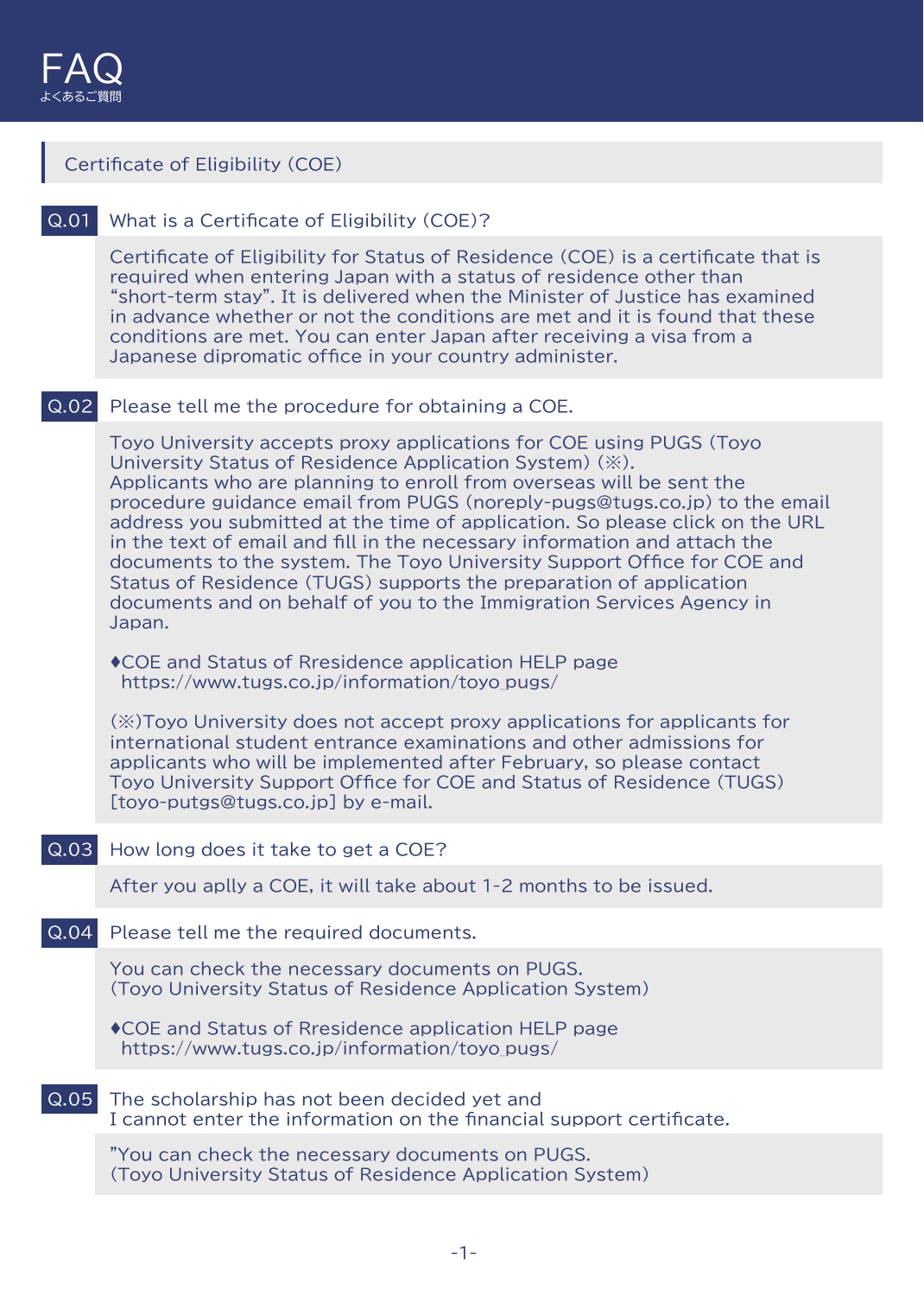# FAQ
よくあるご質問

## Certificate of Eligibility (COE)

### Q.01 What is a Certificate of Eligibility (COE)?

Certificate of Eligibility for Status of Residence (COE) is a certificate that is required when entering Japan with a status of residence other than “short-term stay”. It is delivered when the Minister of Justice has examined in advance whether or not the conditions are met and it is found that these conditions are met. You can enter Japan after receiving a visa from a Japanese dipromatic office in your country administer.

### Q.02 Please tell me the procedure for obtaining a COE.

Toyo University accepts proxy applications for COE using PUGS (Toyo University Status of Residence Application System) (※).
Applicants who are planning to enroll from overseas will be sent the procedure guidance email from PUGS (noreply-pugs@tugs.co.jp) to the email address you submitted at the time of application. So please click on the URL in the text of email and fill in the necessary information and attach the documents to the system. The Toyo University Support Office for COE and Status of Residence (TUGS) supports the preparation of application documents and on behalf of you to the Immigration Services Agency in Japan.

♦COE and Status of Rresidence application HELP page
https://www.tugs.co.jp/information/toyo_pugs/

(※)Toyo University does not accept proxy applications for applicants for international student entrance examinations and other admissions for applicants who will be implemented after February, so please contact Toyo University Support Office for COE and Status of Residence (TUGS) [toyo-putgs@tugs.co.jp] by e-mail.

### Q.03 How long does it take to get a COE?

After you aplly a COE, it will take about 1-2 months to be issued.

### Q.04 Please tell me the required documents.

You can check the necessary documents on PUGS.
(Toyo University Status of Residence Application System)

♦COE and Status of Rresidence application HELP page
https://www.tugs.co.jp/information/toyo_pugs/

### Q.05 The scholarship has not been decided yet and I cannot enter the information on the financial support certificate.

”You can check the necessary documents on PUGS.
(Toyo University Status of Residence Application System)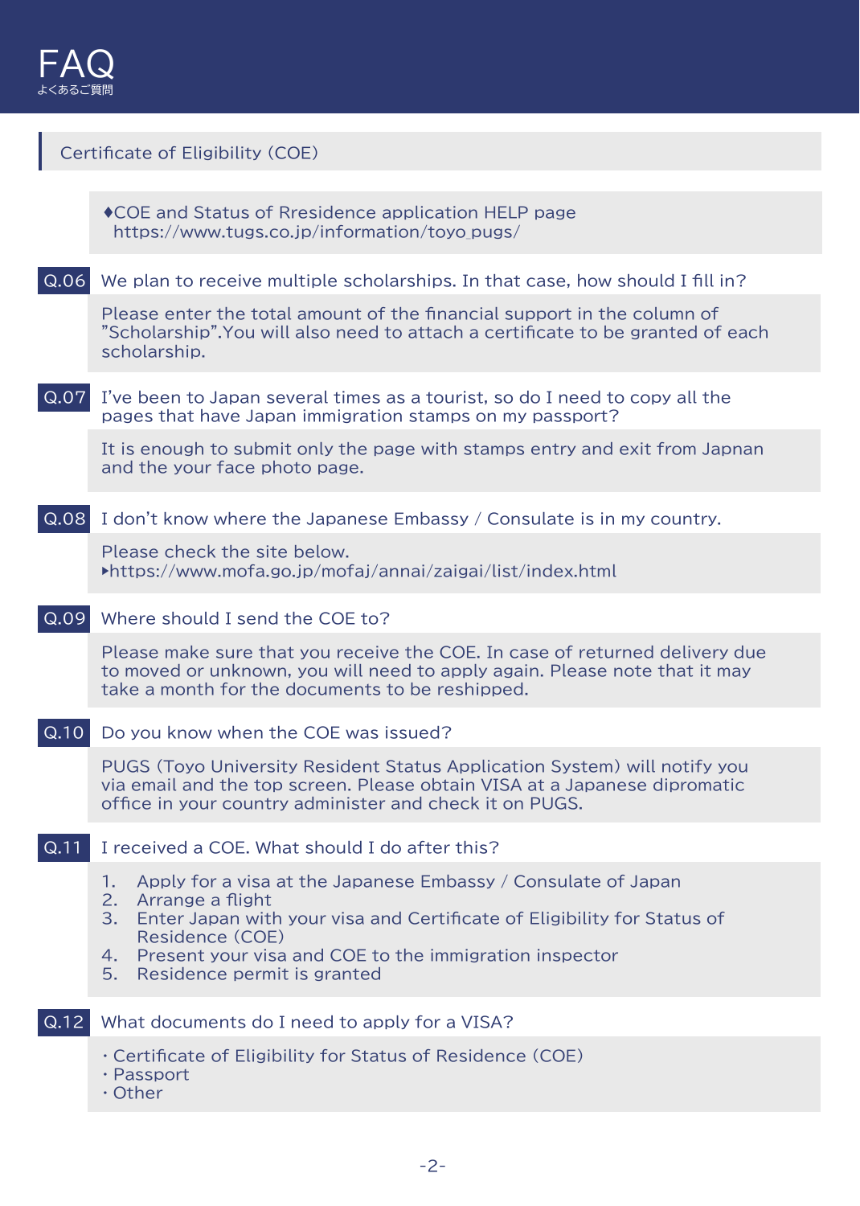# FAQ
よくあるご質問

## Certificate of Eligibility (COE)

♦COE and Status of Rresidence application HELP page
https://www.tugs.co.jp/information/toyo_pugs/

**Q.06** We plan to receive multiple scholarships. In that case, how should I fill in?

Please enter the total amount of the financial support in the column of "Scholarship".You will also need to attach a certificate to be granted of each scholarship.

**Q.07** I've been to Japan several times as a tourist, so do I need to copy all the pages that have Japan immigration stamps on my passport?

It is enough to submit only the page with stamps entry and exit from Japnan and the your face photo page.

**Q.08** I don't know where the Japanese Embassy / Consulate is in my country.

Please check the site below.
▸https://www.mofa.go.jp/mofaj/annai/zaigai/list/index.html

**Q.09** Where should I send the COE to?

Please make sure that you receive the COE. In case of returned delivery due to moved or unknown, you will need to apply again. Please note that it may take a month for the documents to be reshipped.

**Q.10** Do you know when the COE was issued?

PUGS (Toyo University Resident Status Application System) will notify you via email and the top screen. Please obtain VISA at a Japanese dipromatic office in your country administer and check it on PUGS.

**Q.11** I received a COE. What should I do after this?

1. Apply for a visa at the Japanese Embassy / Consulate of Japan
2. Arrange a flight
3. Enter Japan with your visa and Certificate of Eligibility for Status of Residence (COE)
4. Present your visa and COE to the immigration inspector
5. Residence permit is granted

**Q.12** What documents do I need to apply for a VISA?

- Certificate of Eligibility for Status of Residence (COE)
- Passport
- Other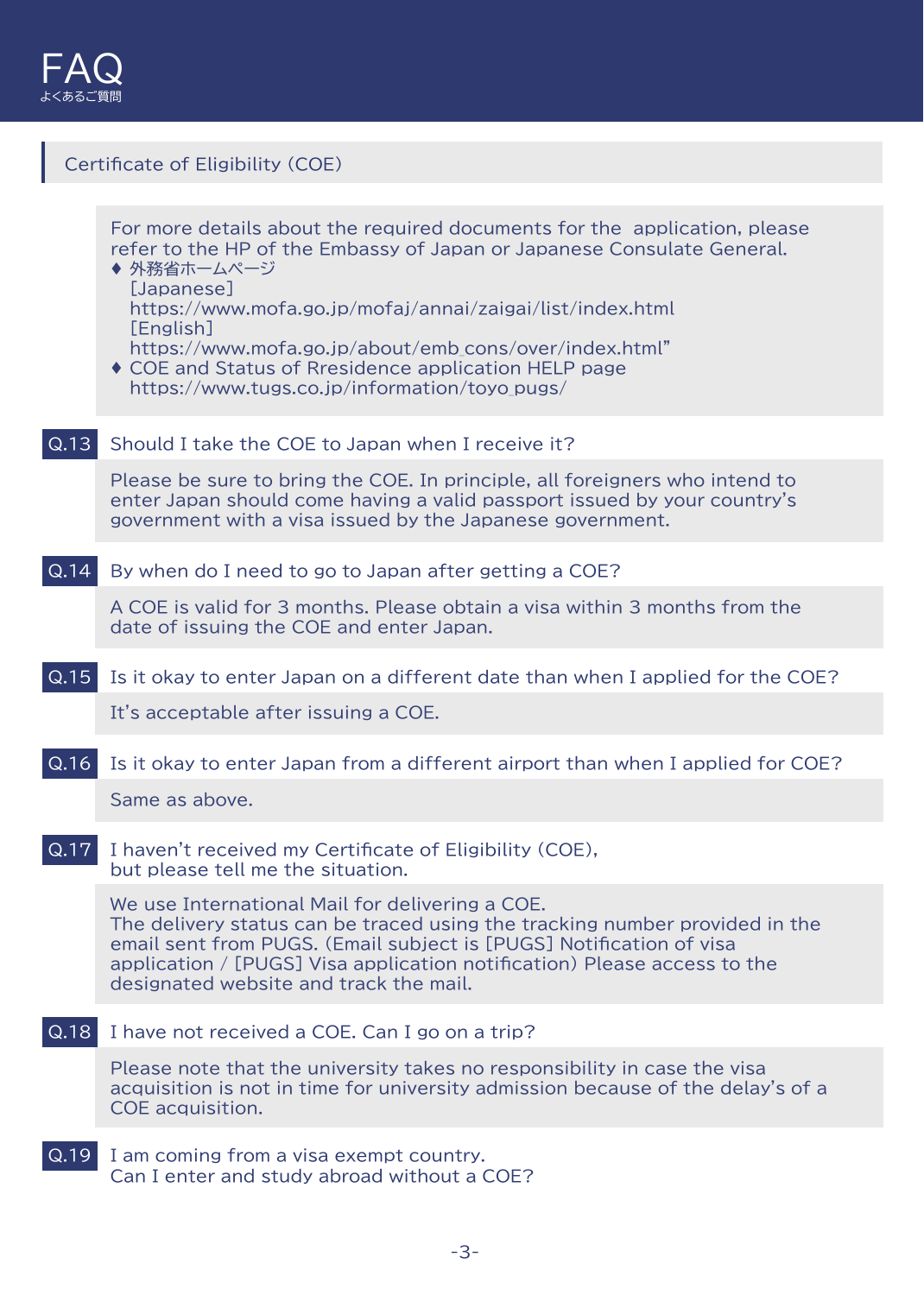# FAQ
よくあるご質問

## Certificate of Eligibility (COE)

For more details about the required documents for the application, please refer to the HP of the Embassy of Japan or Japanese Consulate General.

- ♦ 外務省ホームページ
  [Japanese]
  https://www.mofa.go.jp/mofaj/annai/zaigai/list/index.html
  [English]
  https://www.mofa.go.jp/about/emb_cons/over/index.html"
- ♦ COE and Status of Rresidence application HELP page
  https://www.tugs.co.jp/information/toyo_pugs/

**Q.13** Should I take the COE to Japan when I receive it?

Please be sure to bring the COE. In principle, all foreigners who intend to enter Japan should come having a valid passport issued by your country's government with a visa issued by the Japanese government.

**Q.14** By when do I need to go to Japan after getting a COE?

A COE is valid for 3 months. Please obtain a visa within 3 months from the date of issuing the COE and enter Japan.

**Q.15** Is it okay to enter Japan on a different date than when I applied for the COE?

It's acceptable after issuing a COE.

**Q.16** Is it okay to enter Japan from a different airport than when I applied for COE?

Same as above.

**Q.17** I haven't received my Certificate of Eligibility (COE), but please tell me the situation.

We use International Mail for delivering a COE.
The delivery status can be traced using the tracking number provided in the email sent from PUGS. (Email subject is [PUGS] Notification of visa application / [PUGS] Visa application notification) Please access to the designated website and track the mail.

**Q.18** I have not received a COE. Can I go on a trip?

Please note that the university takes no responsibility in case the visa acquisition is not in time for university admission because of the delay's of a COE acquisition.

**Q.19** I am coming from a visa exempt country.
Can I enter and study abroad without a COE?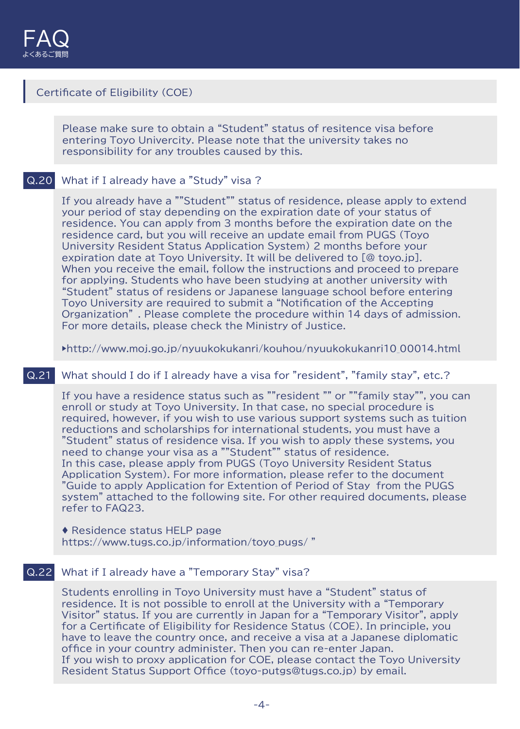# FAQ

よくあるご質問

## Certificate of Eligibility (COE)

Please make sure to obtain a “Student” status of resitence visa before entering Toyo Univercity. Please note that the university takes no responsibility for any troubles caused by this.

### Q.20 What if I already have a ”Study” visa ?

If you already have a ””Student”” status of residence, please apply to extend your period of stay depending on the expiration date of your status of residence. You can apply from 3 months before the expiration date on the residence card, but you will receive an update email from PUGS (Toyo University Resident Status Application System) 2 months before your expiration date at Toyo University. It will be delivered to [@ toyo.jp].
When you receive the email, follow the instructions and proceed to prepare for applying. Students who have been studying at another university with “Student” status of residens or Japanese language school before entering Toyo University are required to submit a “Notification of the Accepting Organization” . Please complete the procedure within 14 days of admission. For more details, please check the Ministry of Justice.

▸http://www.moj.go.jp/nyuukokukanri/kouhou/nyuukokukanri10_00014.html

### Q.21 What should I do if I already have a visa for ”resident”, ”family stay”, etc.?

If you have a residence status such as ””resident ”” or ””family stay””, you can enroll or study at Toyo University. In that case, no special procedure is required, however, if you wish to use various support systems such as tuition reductions and scholarships for international students, you must have a ”Student” status of residence visa. If you wish to apply these systems, you need to change your visa as a ””Student”” status of residence.
In this case, please apply from PUGS (Toyo University Resident Status Application System). For more information, please refer to the document ”Guide to apply Application for Extention of Period of Stay from the PUGS system” attached to the following site. For other required documents, please refer to FAQ23.

♦ Residence status HELP page
https://www.tugs.co.jp/information/toyo_pugs/ ”

### Q.22 What if I already have a ”Temporary Stay” visa?

Students enrolling in Toyo University must have a “Student” status of residence. It is not possible to enroll at the University with a “Temporary Visitor” status. If you are currently in Japan for a “Temporary Visitor”, apply for a Certificate of Eligibility for Residence Status (COE). In principle, you have to leave the country once, and receive a visa at a Japanese diplomatic office in your country administer. Then you can re-enter Japan.
If you wish to proxy application for COE, please contact the Toyo University Resident Status Support Office (toyo-putgs@tugs.co.jp) by email.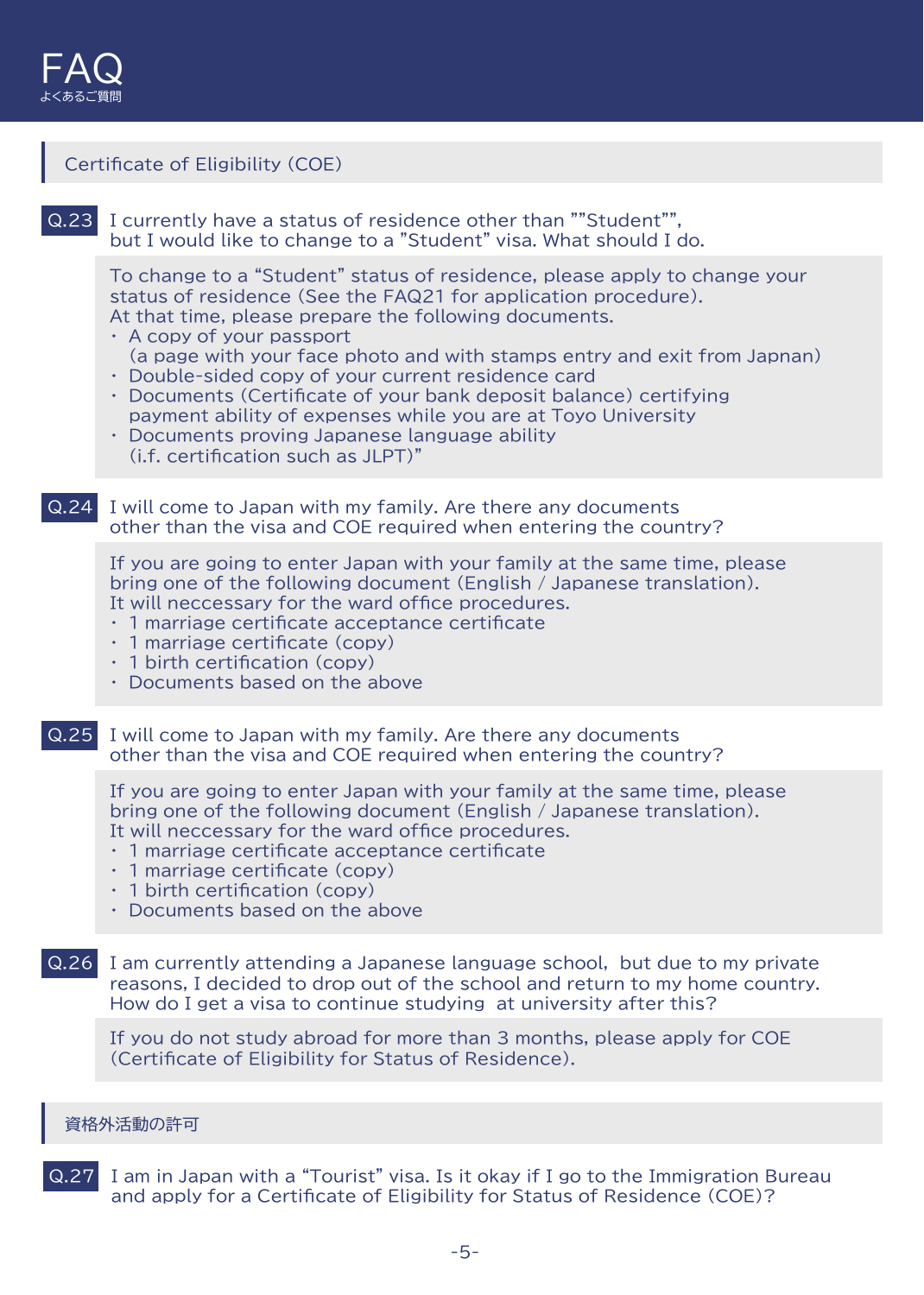# FAQ
よくあるご質問

## Certificate of Eligibility (COE)

**Q.23** I currently have a status of residence other than ""Student"", but I would like to change to a "Student" visa. What should I do.

To change to a "Student" status of residence, please apply to change your status of residence (See the FAQ21 for application procedure).
At that time, please prepare the following documents.

- A copy of your passport
  (a page with your face photo and with stamps entry and exit from Japnan)
- Double-sided copy of your current residence card
- Documents (Certificate of your bank deposit balance) certifying payment ability of expenses while you are at Toyo University
- Documents proving Japanese language ability
  (i.f. certification such as JLPT)"

**Q.24** I will come to Japan with my family. Are there any documents other than the visa and COE required when entering the country?

If you are going to enter Japan with your family at the same time, please bring one of the following document (English / Japanese translation).
It will neccessary for the ward office procedures.

- 1 marriage certificate acceptance certificate
- 1 marriage certificate (copy)
- 1 birth certification (copy)
- Documents based on the above

**Q.25** I will come to Japan with my family. Are there any documents other than the visa and COE required when entering the country?

If you are going to enter Japan with your family at the same time, please bring one of the following document (English / Japanese translation).
It will neccessary for the ward office procedures.

- 1 marriage certificate acceptance certificate
- 1 marriage certificate (copy)
- 1 birth certification (copy)
- Documents based on the above

**Q.26** I am currently attending a Japanese language school, but due to my private reasons, I decided to drop out of the school and return to my home country. How do I get a visa to continue studying at university after this?

If you do not study abroad for more than 3 months, please apply for COE (Certificate of Eligibility for Status of Residence).

## 資格外活動の許可

**Q.27** I am in Japan with a "Tourist" visa. Is it okay if I go to the Immigration Bureau and apply for a Certificate of Eligibility for Status of Residence (COE)?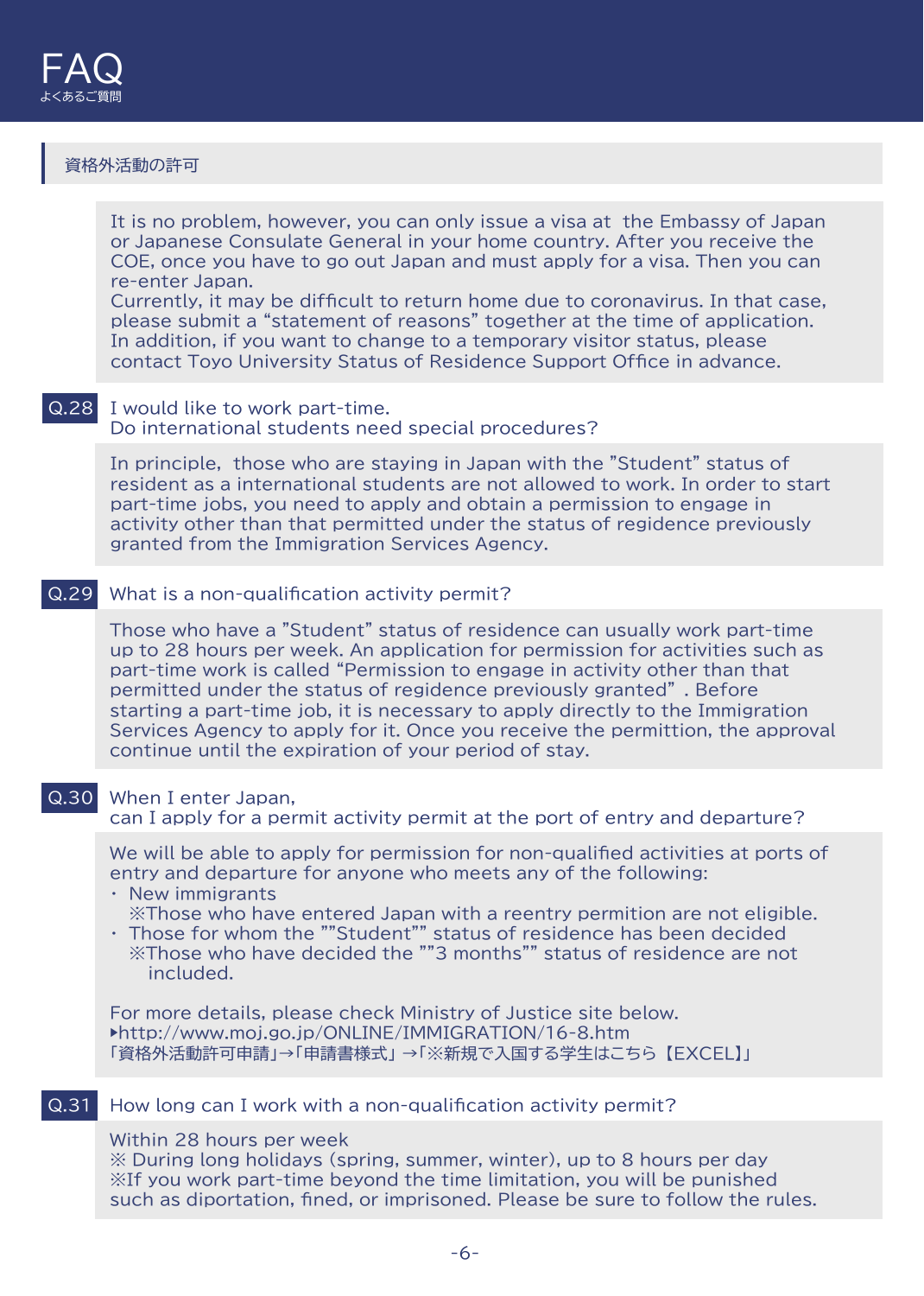# FAQ

よくあるご質問

## 資格外活動の許可

It is no problem, however, you can only issue a visa at  the Embassy of Japan or Japanese Consulate General in your home country. After you receive the COE, once you have to go out Japan and must apply for a visa. Then you can re-enter Japan.
Currently, it may be difficult to return home due to coronavirus. In that case, please submit a “statement of reasons” together at the time of application.
In addition, if you want to change to a temporary visitor status, please contact Toyo University Status of Residence Support Office in advance.

**Q.28** I would like to work part-time.
Do international students need special procedures?

In principle,  those who are staying in Japan with the ”Student” status of resident as a international students are not allowed to work. In order to start part-time jobs, you need to apply and obtain a permission to engage in activity other than that permitted under the status of regidence previously granted from the Immigration Services Agency.

**Q.29** What is a non-qualification activity permit?

Those who have a ”Student” status of residence can usually work part-time up to 28 hours per week. An application for permission for activities such as part-time work is called “Permission to engage in activity other than that permitted under the status of regidence previously granted” . Before starting a part-time job, it is necessary to apply directly to the Immigration Services Agency to apply for it. Once you receive the permittion, the approval continue until the expiration of your period of stay.

**Q.30** When I enter Japan,
can I apply for a permit activity permit at the port of entry and departure?

We will be able to apply for permission for non-qualified activities at ports of entry and departure for anyone who meets any of the following:

・ New immigrants
　※Those who have entered Japan with a reentry permition are not eligible.
・ Those for whom the ""Student"" status of residence has been decided
　※Those who have decided the ""3 months"" status of residence are not included.

For more details, please check Ministry of Justice site below.
▸http://www.moj.go.jp/ONLINE/IMMIGRATION/16-8.htm
「資格外活動許可申請」→「申請書様式」→「※新規で入国する学生はこちら【EXCEL】」

**Q.31** How long can I work with a non-qualification activity permit?

Within 28 hours per week
※ During long holidays (spring, summer, winter), up to 8 hours per day
※If you work part-time beyond the time limitation, you will be punished such as diportation, fined, or imprisoned. Please be sure to follow the rules.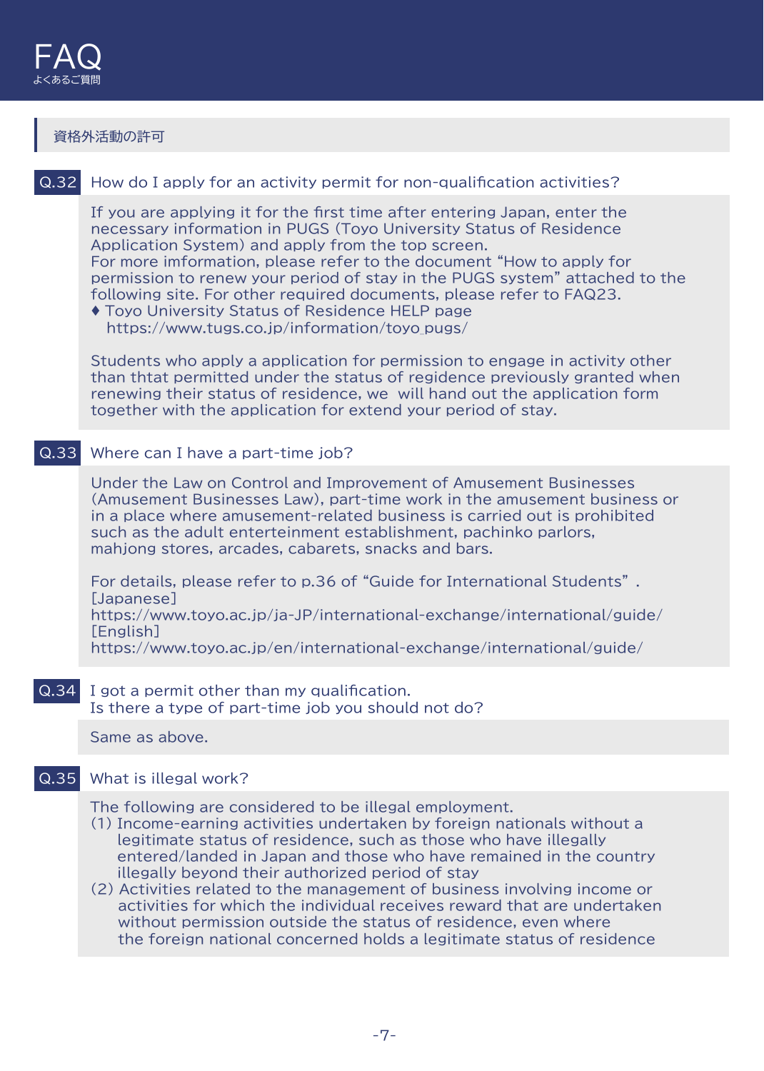# FAQ

よくあるご質問

## 資格外活動の許可

### Q.32 How do I apply for an activity permit for non-qualification activities?

If you are applying it for the first time after entering Japan, enter the necessary information in PUGS (Toyo University Status of Residence Application System) and apply from the top screen.
For more imformation, please refer to the document “How to apply for permission to renew your period of stay in the PUGS system” attached to the following site. For other required documents, please refer to FAQ23.

♦ Toyo University Status of Residence HELP page
https://www.tugs.co.jp/information/toyo_pugs/

Students who apply a application for permission to engage in activity other than thtat permitted under the status of regidence previously granted when renewing their status of residence, we will hand out the application form together with the application for extend your period of stay.

### Q.33 Where can I have a part-time job?

Under the Law on Control and Improvement of Amusement Businesses (Amusement Businesses Law), part-time work in the amusement business or in a place where amusement-related business is carried out is prohibited such as the adult enterteinment establishment, pachinko parlors, mahjong stores, arcades, cabarets, snacks and bars.

For details, please refer to p.36 of “Guide for International Students” .
[Japanese]
https://www.toyo.ac.jp/ja-JP/international-exchange/international/guide/
[English]
https://www.toyo.ac.jp/en/international-exchange/international/guide/

### Q.34 I got a permit other than my qualification. Is there a type of part-time job you should not do?

Same as above.

### Q.35 What is illegal work?

The following are considered to be illegal employment.

(1) Income-earning activities undertaken by foreign nationals without a legitimate status of residence, such as those who have illegally entered/landed in Japan and those who have remained in the country illegally beyond their authorized period of stay

(2) Activities related to the management of business involving income or activities for which the individual receives reward that are undertaken without permission outside the status of residence, even where the foreign national concerned holds a legitimate status of residence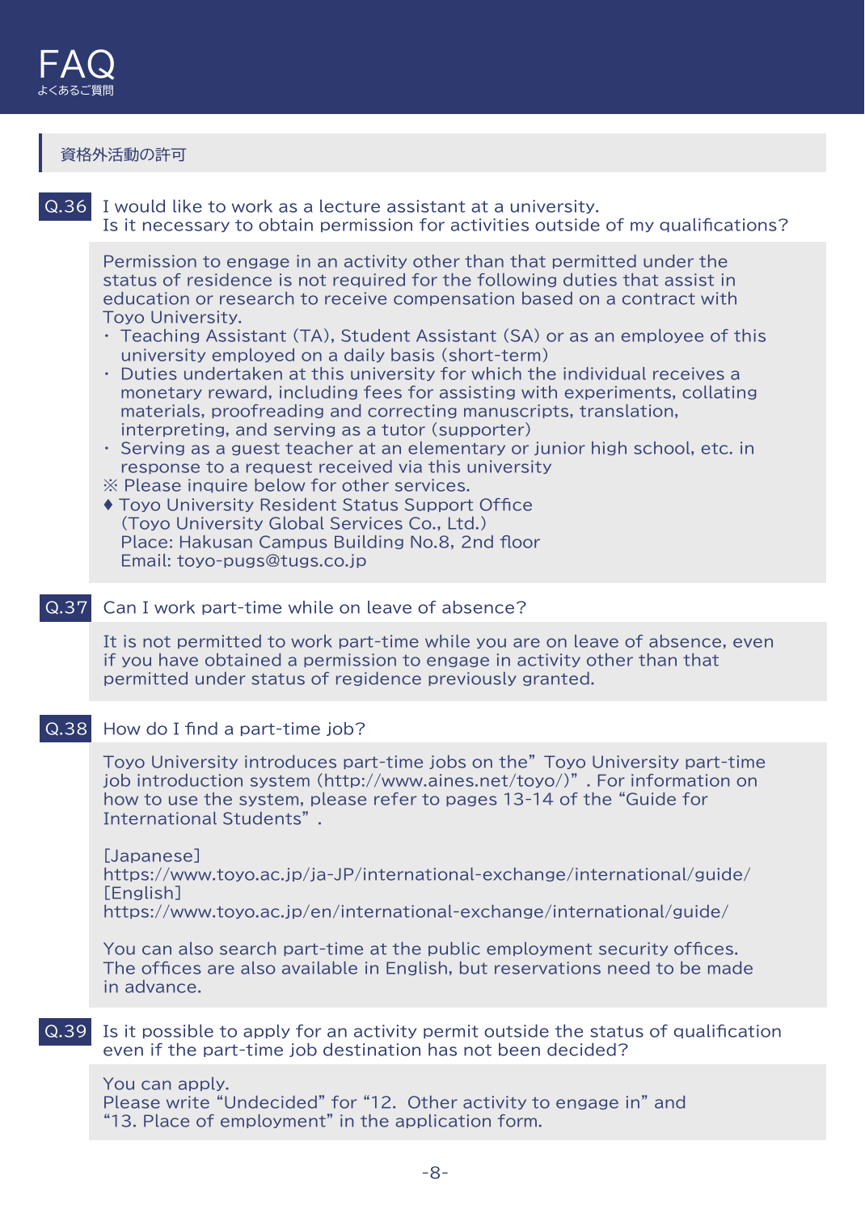# FAQ
よくあるご質問

## 資格外活動の許可

**Q.36** I would like to work as a lecture assistant at a university.
Is it necessary to obtain permission for activities outside of my qualifications?

Permission to engage in an activity other than that permitted under the status of residence is not required for the following duties that assist in education or research to receive compensation based on a contract with Toyo University.

- Teaching Assistant (TA), Student Assistant (SA) or as an employee of this university employed on a daily basis (short-term)
- Duties undertaken at this university for which the individual receives a monetary reward, including fees for assisting with experiments, collating materials, proofreading and correcting manuscripts, translation, interpreting, and serving as a tutor (supporter)
- Serving as a guest teacher at an elementary or junior high school, etc. in response to a request received via this university

※ Please inquire below for other services.

♦ Toyo University Resident Status Support Office
(Toyo University Global Services Co., Ltd.)
Place: Hakusan Campus Building No.8, 2nd floor
Email: toyo-pugs@tugs.co.jp

**Q.37** Can I work part-time while on leave of absence?

It is not permitted to work part-time while you are on leave of absence, even if you have obtained a permission to engage in activity other than that permitted under status of regidence previously granted.

**Q.38** How do I find a part-time job?

Toyo University introduces part-time jobs on the” Toyo University part-time job introduction system (http://www.aines.net/toyo/)” . For information on how to use the system, please refer to pages 13-14 of the “Guide for International Students” .

[Japanese]
https://www.toyo.ac.jp/ja-JP/international-exchange/international/guide/
[English]
https://www.toyo.ac.jp/en/international-exchange/international/guide/

You can also search part-time at the public employment security offices. The offices are also available in English, but reservations need to be made in advance.

**Q.39** Is it possible to apply for an activity permit outside the status of qualification even if the part-time job destination has not been decided?

You can apply.
Please write “Undecided” for “12. Other activity to engage in” and “13. Place of employment” in the application form.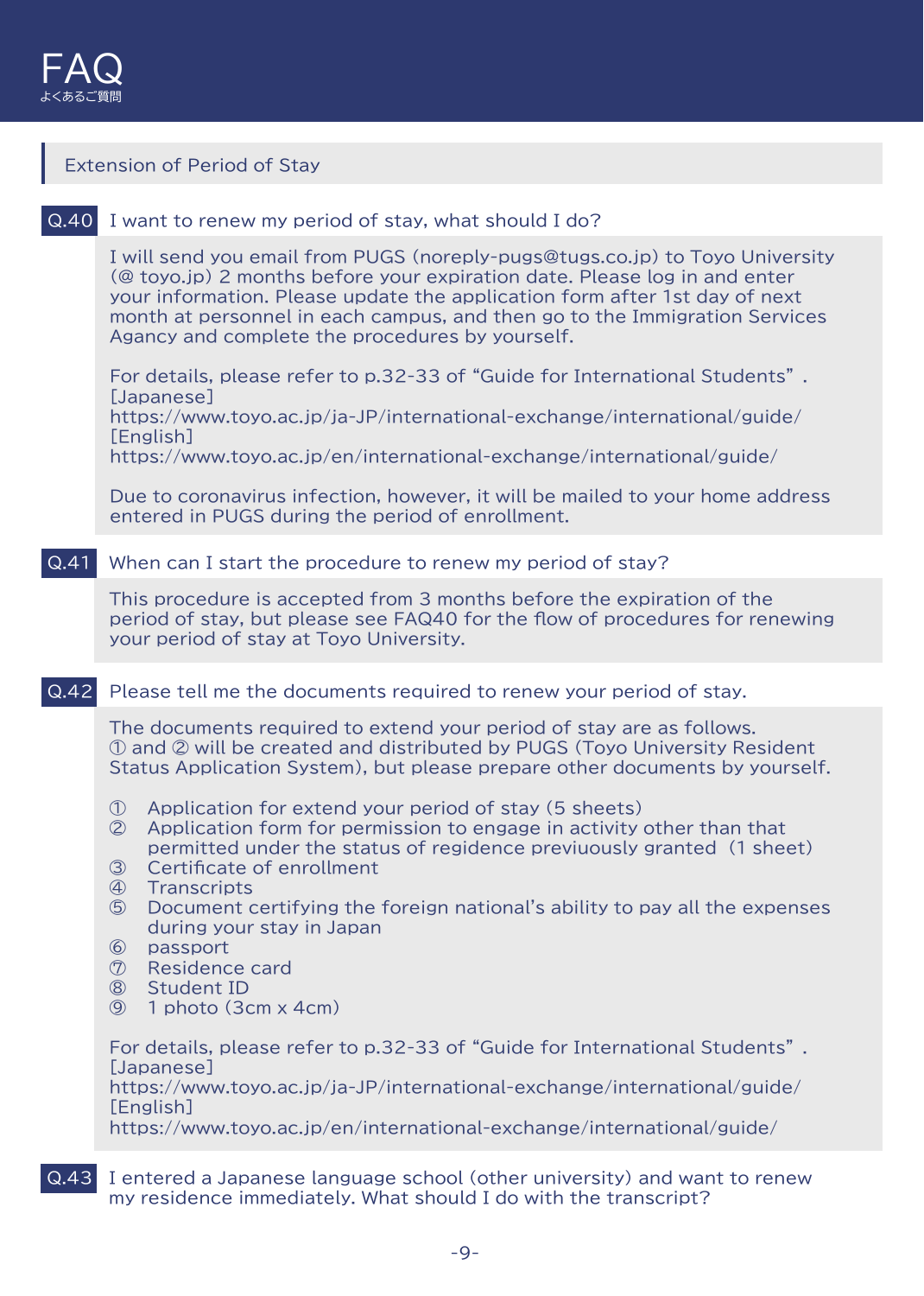# FAQ
よくあるご質問

## Extension of Period of Stay

### Q.40 I want to renew my period of stay, what should I do?

I will send you email from PUGS (noreply-pugs@tugs.co.jp) to Toyo University (@ toyo.jp) 2 months before your expiration date. Please log in and enter your information. Please update the application form after 1st day of next month at personnel in each campus, and then go to the Immigration Services Agancy and complete the procedures by yourself.

For details, please refer to p.32-33 of "Guide for International Students" .
[Japanese]
https://www.toyo.ac.jp/ja-JP/international-exchange/international/guide/
[English]
https://www.toyo.ac.jp/en/international-exchange/international/guide/

Due to coronavirus infection, however, it will be mailed to your home address entered in PUGS during the period of enrollment.

### Q.41 When can I start the procedure to renew my period of stay?

This procedure is accepted from 3 months before the expiration of the period of stay, but please see FAQ40 for the flow of procedures for renewing your period of stay at Toyo University.

### Q.42 Please tell me the documents required to renew your period of stay.

The documents required to extend your period of stay are as follows.
① and ② will be created and distributed by PUGS (Toyo University Resident Status Application System), but please prepare other documents by yourself.

① Application for extend your period of stay (5 sheets)
② Application form for permission to engage in activity other than that permitted under the status of regidence previuously granted (1 sheet)
③ Certificate of enrollment
④ Transcripts
⑤ Document certifying the foreign national's ability to pay all the expenses during your stay in Japan
⑥ passport
⑦ Residence card
⑧ Student ID
⑨ 1 photo (3cm x 4cm)

For details, please refer to p.32-33 of "Guide for International Students" .
[Japanese]
https://www.toyo.ac.jp/ja-JP/international-exchange/international/guide/
[English]
https://www.toyo.ac.jp/en/international-exchange/international/guide/

### Q.43 I entered a Japanese language school (other university) and want to renew my residence immediately. What should I do with the transcript?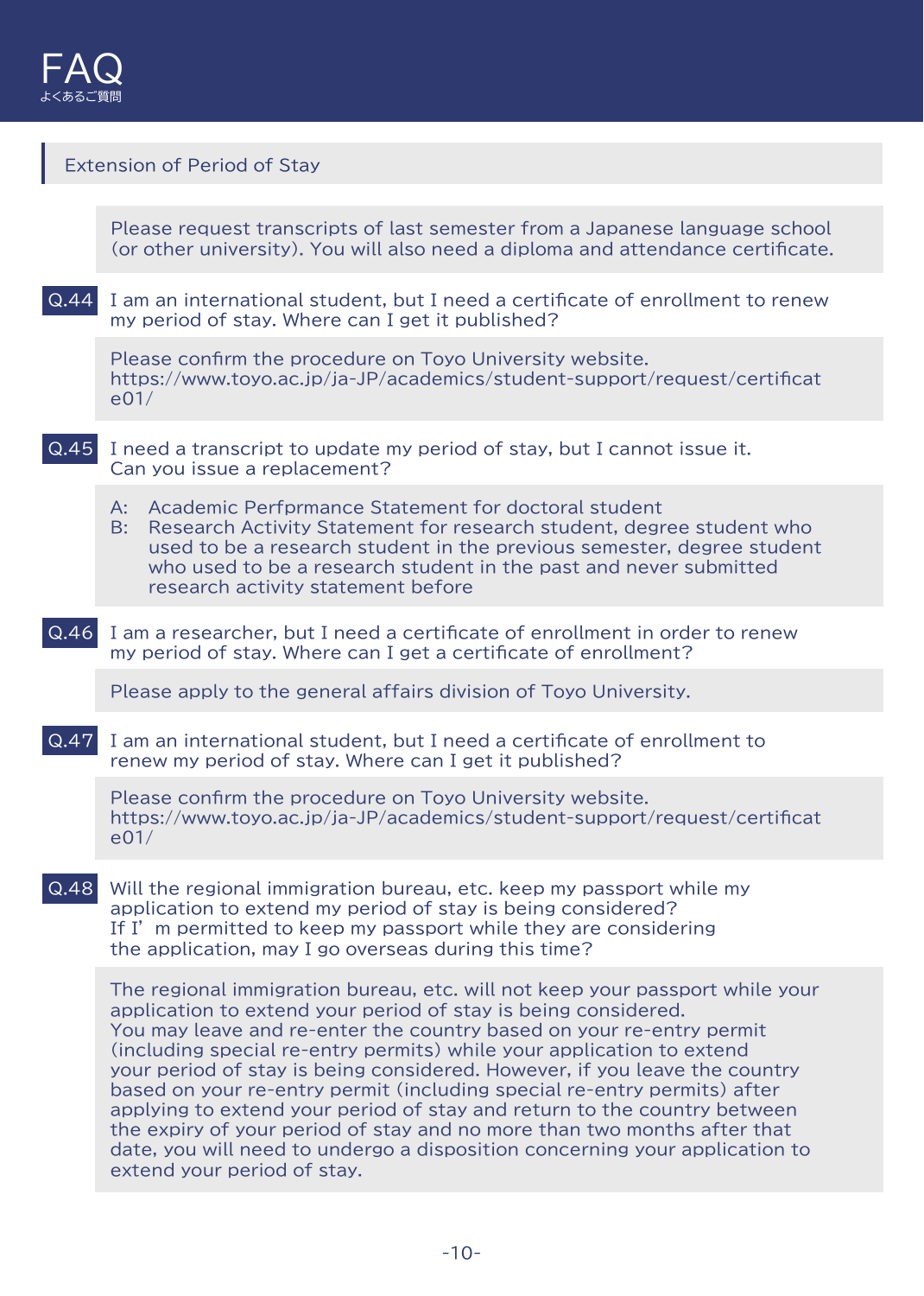# FAQ

よくあるご質問

## Extension of Period of Stay

Please request transcripts of last semester from a Japanese language school (or other university). You will also need a diploma and attendance certificate.

**Q.44** I am an international student, but I need a certificate of enrollment to renew my period of stay. Where can I get it published?

Please confirm the procedure on Toyo University website.
https://www.toyo.ac.jp/ja-JP/academics/student-support/request/certificate01/

**Q.45** I need a transcript to update my period of stay, but I cannot issue it. Can you issue a replacement?

A: Academic Perfprmance Statement for doctoral student
B: Research Activity Statement for research student, degree student who used to be a research student in the previous semester, degree student who used to be a research student in the past and never submitted research activity statement before

**Q.46** I am a researcher, but I need a certificate of enrollment in order to renew my period of stay. Where can I get a certificate of enrollment?

Please apply to the general affairs division of Toyo University.

**Q.47** I am an international student, but I need a certificate of enrollment to renew my period of stay. Where can I get it published?

Please confirm the procedure on Toyo University website.
https://www.toyo.ac.jp/ja-JP/academics/student-support/request/certificate01/

**Q.48** Will the regional immigration bureau, etc. keep my passport while my application to extend my period of stay is being considered?
If I' m permitted to keep my passport while they are considering the application, may I go overseas during this time?

The regional immigration bureau, etc. will not keep your passport while your application to extend your period of stay is being considered.
You may leave and re-enter the country based on your re-entry permit (including special re-entry permits) while your application to extend your period of stay is being considered. However, if you leave the country based on your re-entry permit (including special re-entry permits) after applying to extend your period of stay and return to the country between the expiry of your period of stay and no more than two months after that date, you will need to undergo a disposition concerning your application to extend your period of stay.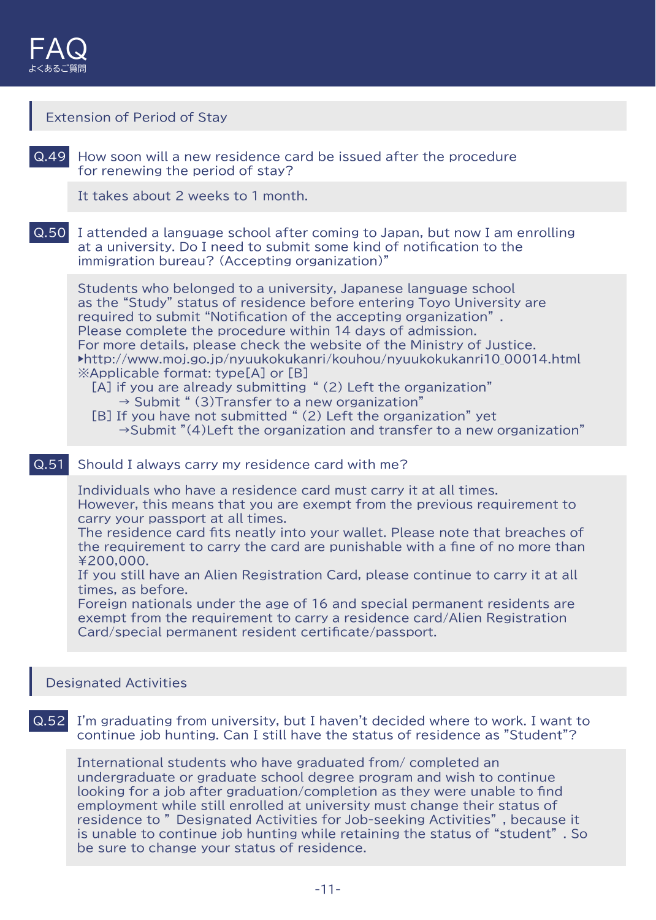# FAQ

よくあるご質問

## Extension of Period of Stay

**Q.49** How soon will a new residence card be issued after the procedure for renewing the period of stay?

It takes about 2 weeks to 1 month.

**Q.50** I attended a language school after coming to Japan, but now I am enrolling at a university. Do I need to submit some kind of notification to the immigration bureau? (Accepting organization)"

Students who belonged to a university, Japanese language school as the "Study" status of residence before entering Toyo University are required to submit "Notification of the accepting organization".
Please complete the procedure within 14 days of admission.
For more details, please check the website of the Ministry of Justice.
▸http://www.moj.go.jp/nyuukokukanri/kouhou/nyuukokukanri10_00014.html
※Applicable format: type[A] or [B]

[A] if you are already submitting "(2) Left the organization"
→ Submit "(3)Transfer to a new organization"
[B] If you have not submitted "(2) Left the organization" yet
→Submit "(4)Left the organization and transfer to a new organization"

**Q.51** Should I always carry my residence card with me?

Individuals who have a residence card must carry it at all times.
However, this means that you are exempt from the previous requirement to carry your passport at all times.
The residence card fits neatly into your wallet. Please note that breaches of the requirement to carry the card are punishable with a fine of no more than ¥200,000.
If you still have an Alien Registration Card, please continue to carry it at all times, as before.
Foreign nationals under the age of 16 and special permanent residents are exempt from the requirement to carry a residence card/Alien Registration Card/special permanent resident certificate/passport.

## Designated Activities

**Q.52** I'm graduating from university, but I haven't decided where to work. I want to continue job hunting. Can I still have the status of residence as "Student"?

International students who have graduated from/ completed an undergraduate or graduate school degree program and wish to continue looking for a job after graduation/completion as they were unable to find employment while still enrolled at university must change their status of residence to " Designated Activities for Job-seeking Activities", because it is unable to continue job hunting while retaining the status of "student". So be sure to change your status of residence.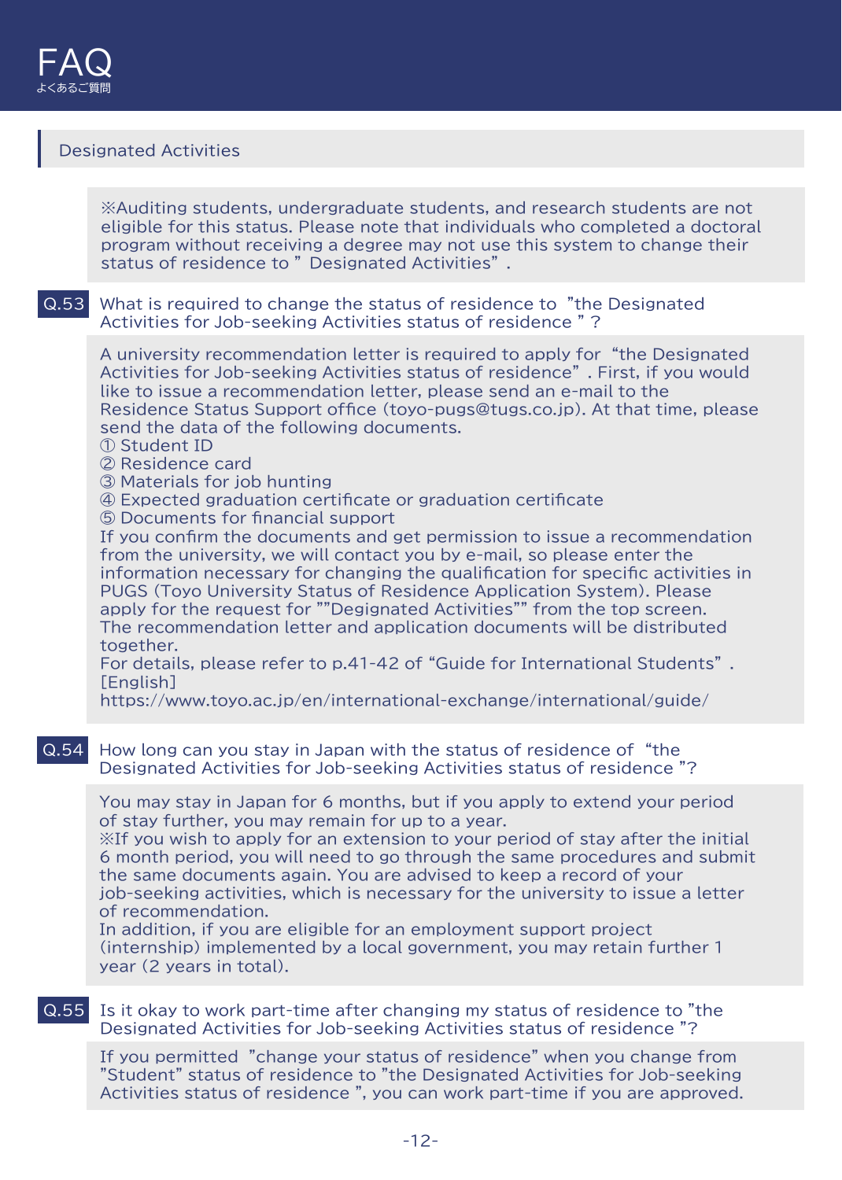# FAQ
よくあるご質問

## Designated Activities

※Auditing students, undergraduate students, and research students are not eligible for this status. Please note that individuals who completed a doctoral program without receiving a degree may not use this system to change their status of residence to " Designated Activities" .

**Q.53** What is required to change the status of residence to "the Designated Activities for Job-seeking Activities status of residence " ?

A university recommendation letter is required to apply for "the Designated Activities for Job-seeking Activities status of residence" . First, if you would like to issue a recommendation letter, please send an e-mail to the Residence Status Support office (toyo-pugs@tugs.co.jp). At that time, please send the data of the following documents.
① Student ID
② Residence card
③ Materials for job hunting
④ Expected graduation certificate or graduation certificate
⑤ Documents for financial support
If you confirm the documents and get permission to issue a recommendation from the university, we will contact you by e-mail, so please enter the information necessary for changing the qualification for specific activities in PUGS (Toyo University Status of Residence Application System). Please apply for the request for ""Designated Activities"" from the top screen.
The recommendation letter and application documents will be distributed together.
For details, please refer to p.41-42 of "Guide for International Students" .
[English]
https://www.toyo.ac.jp/en/international-exchange/international/guide/

**Q.54** How long can you stay in Japan with the status of residence of "the Designated Activities for Job-seeking Activities status of residence "?

You may stay in Japan for 6 months, but if you apply to extend your period of stay further, you may remain for up to a year.
※If you wish to apply for an extension to your period of stay after the initial 6 month period, you will need to go through the same procedures and submit the same documents again. You are advised to keep a record of your job-seeking activities, which is necessary for the university to issue a letter of recommendation.
In addition, if you are eligible for an employment support project (internship) implemented by a local government, you may retain further 1 year (2 years in total).

**Q.55** Is it okay to work part-time after changing my status of residence to "the Designated Activities for Job-seeking Activities status of residence "?

If you permitted "change your status of residence" when you change from "Student" status of residence to "the Designated Activities for Job-seeking Activities status of residence ", you can work part-time if you are approved.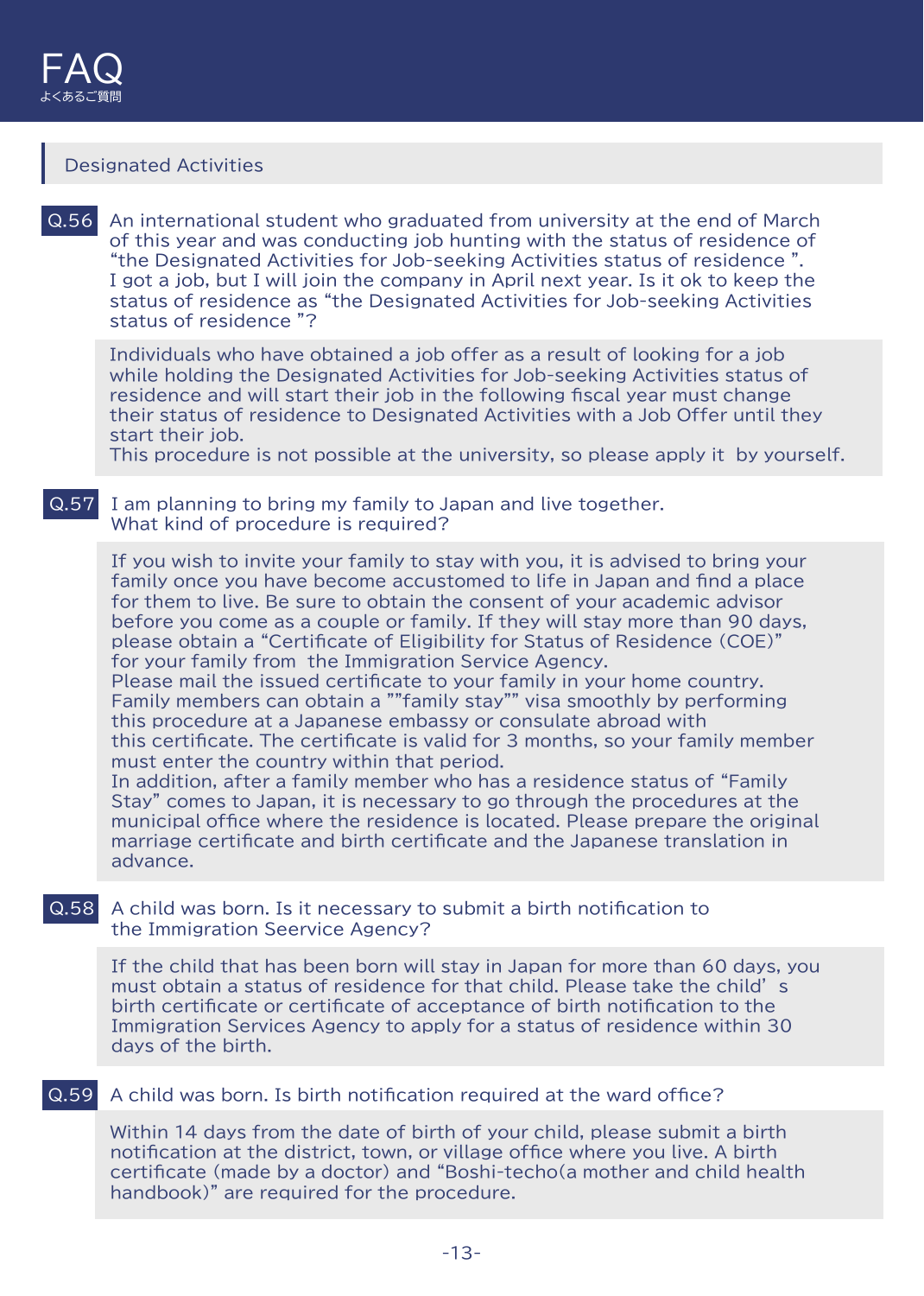# FAQ
よくあるご質問

## Designated Activities

**Q.56** An international student who graduated from university at the end of March of this year and was conducting job hunting with the status of residence of “the Designated Activities for Job-seeking Activities status of residence ”. I got a job, but I will join the company in April next year. Is it ok to keep the status of residence as “the Designated Activities for Job-seeking Activities status of residence ”?

Individuals who have obtained a job offer as a result of looking for a job while holding the Designated Activities for Job-seeking Activities status of residence and will start their job in the following fiscal year must change their status of residence to Designated Activities with a Job Offer until they start their job.
This procedure is not possible at the university, so please apply it by yourself.

**Q.57** I am planning to bring my family to Japan and live together.
What kind of procedure is required?

If you wish to invite your family to stay with you, it is advised to bring your family once you have become accustomed to life in Japan and find a place for them to live. Be sure to obtain the consent of your academic advisor before you come as a couple or family. If they will stay more than 90 days, please obtain a “Certificate of Eligibility for Status of Residence (COE)” for your family from the Immigration Service Agency.
Please mail the issued certificate to your family in your home country.
Family members can obtain a ""family stay"" visa smoothly by performing this procedure at a Japanese embassy or consulate abroad with this certificate. The certificate is valid for 3 months, so your family member must enter the country within that period.
In addition, after a family member who has a residence status of “Family Stay” comes to Japan, it is necessary to go through the procedures at the municipal office where the residence is located. Please prepare the original marriage certificate and birth certificate and the Japanese translation in advance.

**Q.58** A child was born. Is it necessary to submit a birth notification to the Immigration Seervice Agency?

If the child that has been born will stay in Japan for more than 60 days, you must obtain a status of residence for that child. Please take the child’ s birth certificate or certificate of acceptance of birth notification to the Immigration Services Agency to apply for a status of residence within 30 days of the birth.

**Q.59** A child was born. Is birth notification required at the ward office?

Within 14 days from the date of birth of your child, please submit a birth notification at the district, town, or village office where you live. A birth certificate (made by a doctor) and “Boshi-techo(a mother and child health handbook)” are required for the procedure.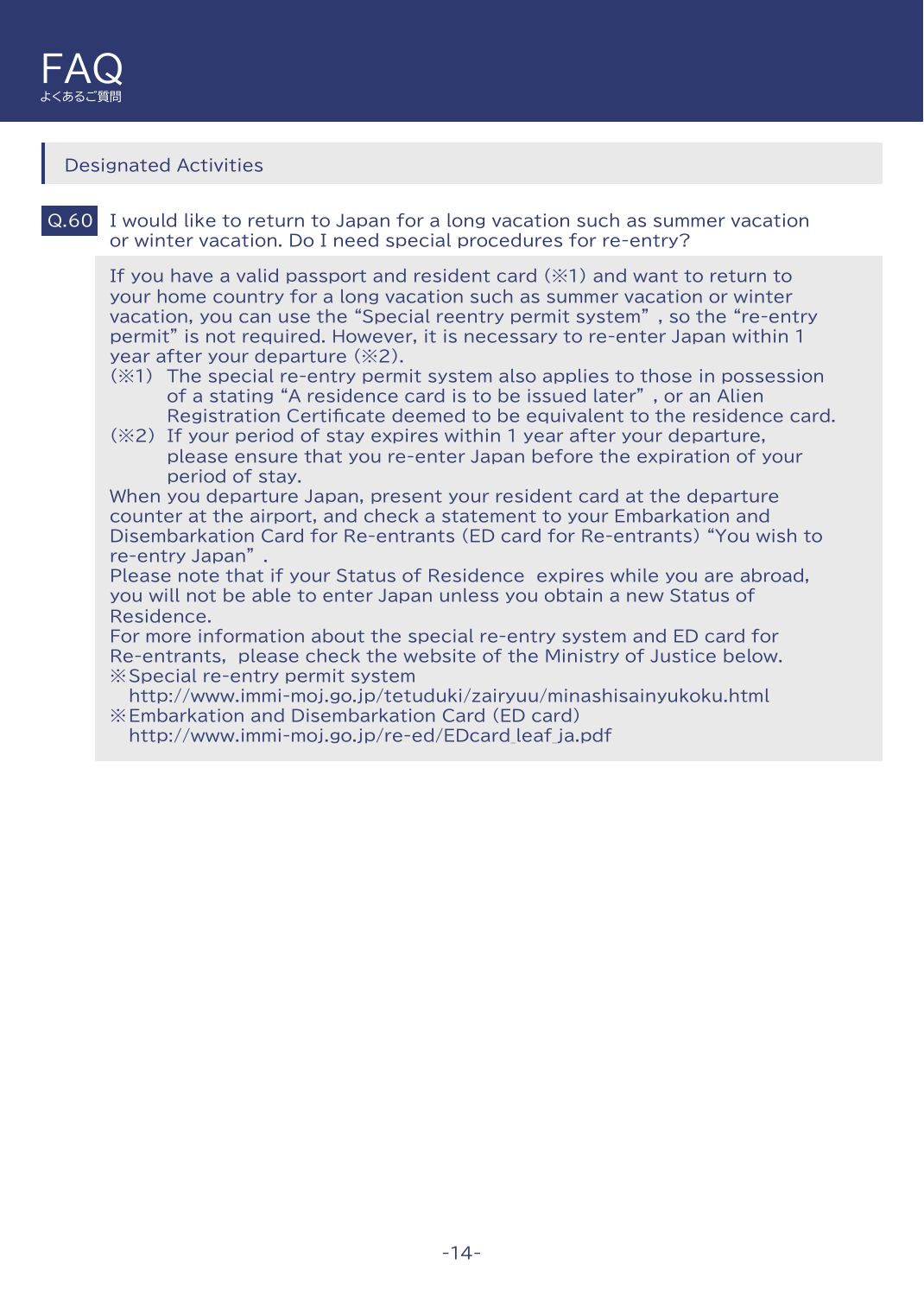# FAQ
よくあるご質問

## Designated Activities

**Q.60** I would like to return to Japan for a long vacation such as summer vacation or winter vacation. Do I need special procedures for re-entry?

If you have a valid passport and resident card (※1) and want to return to your home country for a long vacation such as summer vacation or winter vacation, you can use the “Special reentry permit system” , so the “re-entry permit” is not required. However, it is necessary to re-enter Japan within 1 year after your departure (※2).

(※1) The special re-entry permit system also applies to those in possession of a stating “A residence card is to be issued later” , or an Alien Registration Certificate deemed to be equivalent to the residence card.

(※2) If your period of stay expires within 1 year after your departure, please ensure that you re-enter Japan before the expiration of your period of stay.

When you departure Japan, present your resident card at the departure counter at the airport, and check a statement to your Embarkation and Disembarkation Card for Re-entrants (ED card for Re-entrants) “You wish to re-entry Japan” .

Please note that if your Status of Residence expires while you are abroad, you will not be able to enter Japan unless you obtain a new Status of Residence.

For more information about the special re-entry system and ED card for Re-entrants, please check the website of the Ministry of Justice below.

※Special re-entry permit system
http://www.immi-moj.go.jp/tetuduki/zairyuu/minashisainyukoku.html

※Embarkation and Disembarkation Card (ED card)
http://www.immi-moj.go.jp/re-ed/EDcard_leaf_ja.pdf